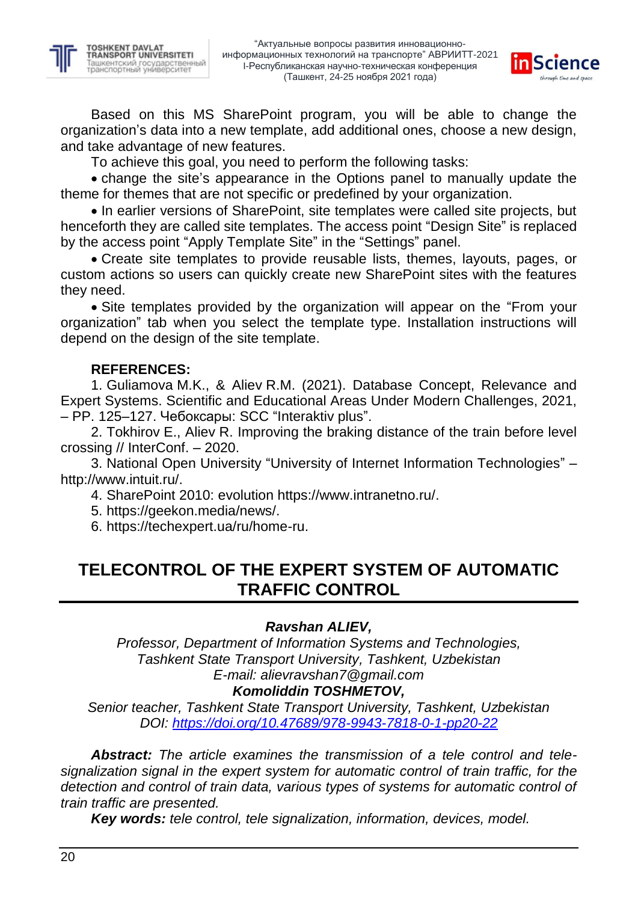Based on this MS SharePoint program, you will be able to change the organization's data into a new template, add additional ones, choose a new design, and take advantage of new features.

To achieve this goal, you need to perform the following tasks:

- change the site's appearance in the Options panel to manually update the theme for themes that are not specific or predefined by your organization.
- In earlier versions of SharePoint, site templates were called site projects, but henceforth they are called site templates. The access point "Design Site" is replaced by the access point "Apply Template Site" in the "Settings" panel.
- Create site templates to provide reusable lists, themes, layouts, pages, or custom actions so users can quickly create new SharePoint sites with the features they need.
- Site templates provided by the organization will appear on the "From your organization" tab when you select the template type. Installation instructions will depend on the design of the site template.

**REFERENCES:**

1. Guliamova M.K., & Aliev R.M. (2021). Database Concept, Relevance and Expert Systems. Scientific and Educational Areas Under Modern Challenges, 2021, – PP. 125–127. Чебоксары: SCC "Interaktiv plus".
2. Tokhirov E., Aliev R. Improving the braking distance of the train before level crossing // InterConf. – 2020.
3. National Open University "University of Internet Information Technologies" – http://www.intuit.ru/.
4. SharePoint 2010: evolution https://www.intranetno.ru/.
5. https://geekon.media/news/.
6. https://techexpert.ua/ru/home-ru.

# TELECONTROL OF THE EXPERT SYSTEM OF AUTOMATIC TRAFFIC CONTROL

***Ravshan ALIEV,***

*Professor, Department of Information Systems and Technologies,*
*Tashkent State Transport University, Tashkent, Uzbekistan*
*E-mail: alievravshan7@gmail.com*

***Komoliddin TOSHMETOV,***

*Senior teacher, Tashkent State Transport University, Tashkent, Uzbekistan*
*DOI: https://doi.org/10.47689/978-9943-7818-0-1-pp20-22*

***Abstract:*** *The article examines the transmission of a tele control and tele-signalization signal in the expert system for automatic control of train traffic, for the detection and control of train data, various types of systems for automatic control of train traffic are presented.*

***Key words:*** *tele control, tele signalization, information, devices, model.*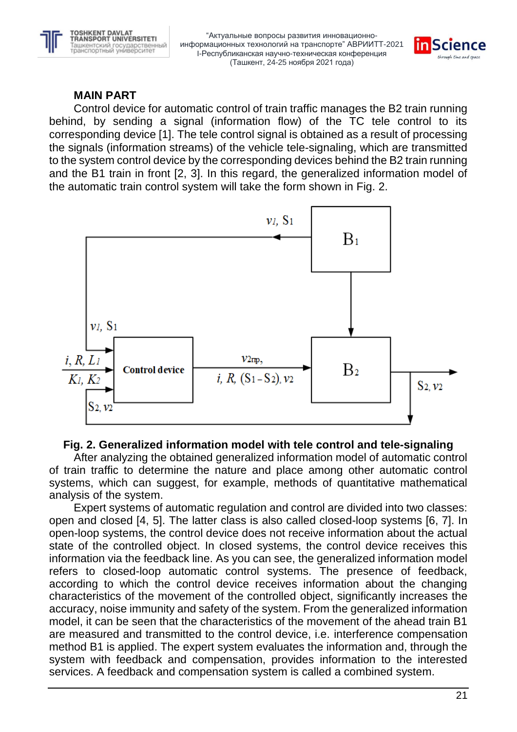## MAIN PART

Control device for automatic control of train traffic manages the B2 train running behind, by sending a signal (information flow) of the TC tele control to its corresponding device [1]. The tele control signal is obtained as a result of processing the signals (information streams) of the vehicle tele-signaling, which are transmitted to the system control device by the corresponding devices behind the B2 train running and the B1 train in front [2, 3]. In this regard, the generalized information model of the automatic train control system will take the form shown in Fig. 2.

**Fig. 2. Generalized information model with tele control and tele-signaling**

After analyzing the obtained generalized information model of automatic control of train traffic to determine the nature and place among other automatic control systems, which can suggest, for example, methods of quantitative mathematical analysis of the system.

Expert systems of automatic regulation and control are divided into two classes: open and closed [4, 5]. The latter class is also called closed-loop systems [6, 7]. In open-loop systems, the control device does not receive information about the actual state of the controlled object. In closed systems, the control device receives this information via the feedback line. As you can see, the generalized information model refers to closed-loop automatic control systems. The presence of feedback, according to which the control device receives information about the changing characteristics of the movement of the controlled object, significantly increases the accuracy, noise immunity and safety of the system. From the generalized information model, it can be seen that the characteristics of the movement of the ahead train B1 are measured and transmitted to the control device, i.e. interference compensation method B1 is applied. The expert system evaluates the information and, through the system with feedback and compensation, provides information to the interested services. A feedback and compensation system is called a combined system.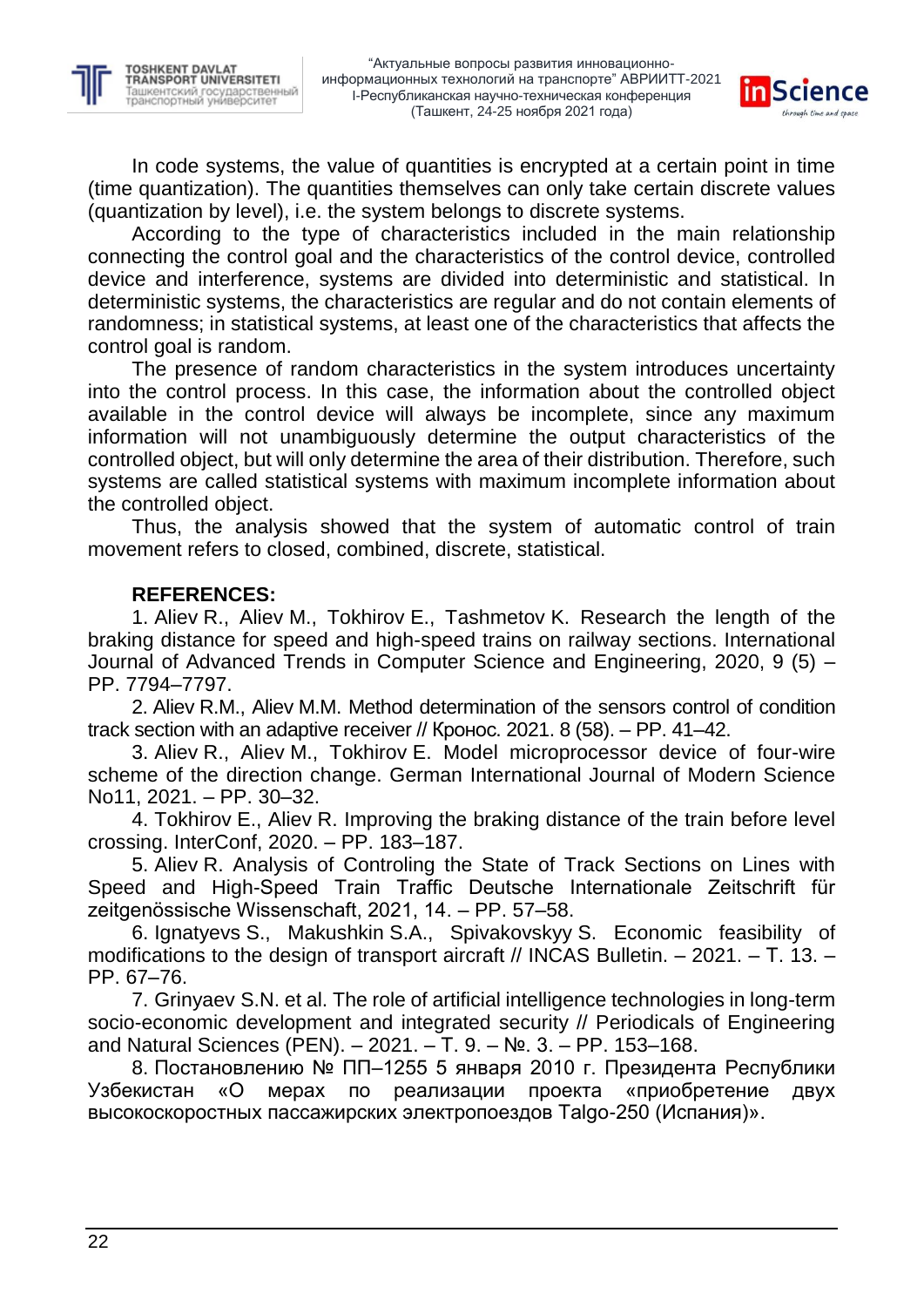In code systems, the value of quantities is encrypted at a certain point in time (time quantization). The quantities themselves can only take certain discrete values (quantization by level), i.e. the system belongs to discrete systems.

According to the type of characteristics included in the main relationship connecting the control goal and the characteristics of the control device, controlled device and interference, systems are divided into deterministic and statistical. In deterministic systems, the characteristics are regular and do not contain elements of randomness; in statistical systems, at least one of the characteristics that affects the control goal is random.

The presence of random characteristics in the system introduces uncertainty into the control process. In this case, the information about the controlled object available in the control device will always be incomplete, since any maximum information will not unambiguously determine the output characteristics of the controlled object, but will only determine the area of their distribution. Therefore, such systems are called statistical systems with maximum incomplete information about the controlled object.

Thus, the analysis showed that the system of automatic control of train movement refers to closed, combined, discrete, statistical.

**REFERENCES:**

1. Aliev R., Aliev M., Tokhirov E., Tashmetov K. Research the length of the braking distance for speed and high-speed trains on railway sections. International Journal of Advanced Trends in Computer Science and Engineering, 2020, 9 (5) – PP. 7794–7797.
2. Aliev R.M., Aliev M.M. Method determination of the sensors control of condition track section with an adaptive receiver // Кронос. 2021. 8 (58). – PP. 41–42.
3. Aliev R., Aliev M., Tokhirov E. Model microprocessor device of four-wire scheme of the direction change. German International Journal of Modern Science No11, 2021. – PP. 30–32.
4. Tokhirov E., Aliev R. Improving the braking distance of the train before level crossing. InterConf, 2020. – PP. 183–187.
5. Aliev R. Analysis of Controling the State of Track Sections on Lines with Speed and High-Speed Train Traffic Deutsche Internationale Zeitschrift für zeitgenössische Wissenschaft, 2021, 14. – PP. 57–58.
6. Ignatyevs S., Makushkin S.A., Spivakovskyy S. Economic feasibility of modifications to the design of transport aircraft // INCAS Bulletin. – 2021. – T. 13. – PP. 67–76.
7. Grinyaev S.N. et al. The role of artificial intelligence technologies in long-term socio-economic development and integrated security // Periodicals of Engineering and Natural Sciences (PEN). – 2021. – T. 9. – №. 3. – PP. 153–168.
8. Постановлению № ПП–1255 5 января 2010 г. Президента Республики Узбекистан «О мерах по реализации проекта «приобретение двух высокоскоростных пассажирских электропоездов Talgo-250 (Испания)».